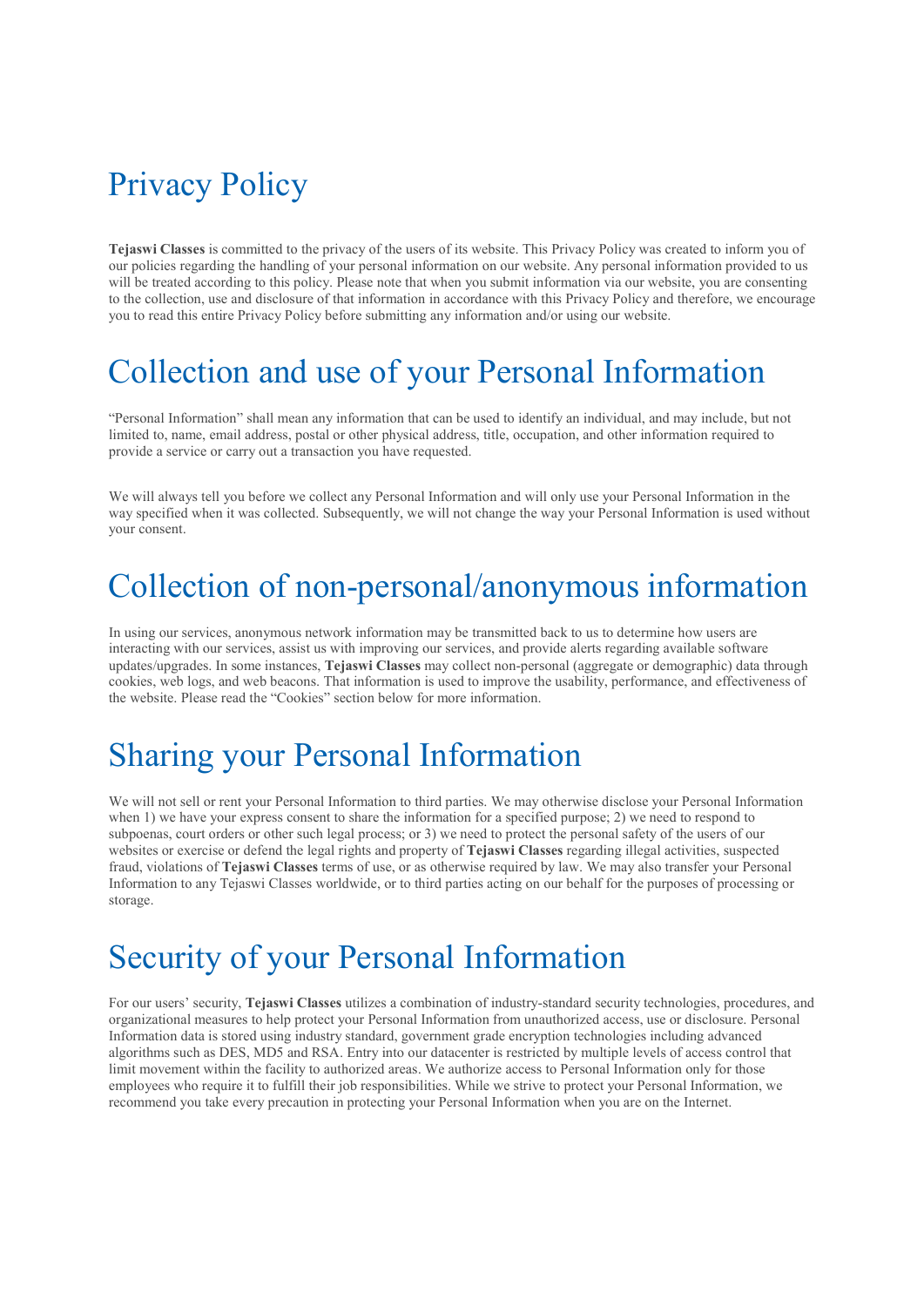# Privacy Policy

**Tejaswi Classes** is committed to the privacy of the users of its website. This Privacy Policy was created to inform you of our policies regarding the handling of your personal information on our website. Any personal information provided to us will be treated according to this policy. Please note that when you submit information via our website, you are consenting to the collection, use and disclosure of that information in accordance with this Privacy Policy and therefore, we encourage you to read this entire Privacy Policy before submitting any information and/or using our website.

# Collection and use of your Personal Information

"Personal Information" shall mean any information that can be used to identify an individual, and may include, but not limited to, name, email address, postal or other physical address, title, occupation, and other information required to provide a service or carry out a transaction you have requested.

We will always tell you before we collect any Personal Information and will only use your Personal Information in the way specified when it was collected. Subsequently, we will not change the way your Personal Information is used without your consent.

# Collection of non-personal/anonymous information

In using our services, anonymous network information may be transmitted back to us to determine how users are interacting with our services, assist us with improving our services, and provide alerts regarding available software updates/upgrades. In some instances, **Tejaswi Classes** may collect non-personal (aggregate or demographic) data through cookies, web logs, and web beacons. That information is used to improve the usability, performance, and effectiveness of the website. Please read the "Cookies" section below for more information.

# Sharing your Personal Information

We will not sell or rent your Personal Information to third parties. We may otherwise disclose your Personal Information when 1) we have your express consent to share the information for a specified purpose; 2) we need to respond to subpoenas, court orders or other such legal process; or 3) we need to protect the personal safety of the users of our websites or exercise or defend the legal rights and property of **Tejaswi Classes** regarding illegal activities, suspected fraud, violations of **Tejaswi Classes** terms of use, or as otherwise required by law. We may also transfer your Personal Information to any Tejaswi Classes worldwide, or to third parties acting on our behalf for the purposes of processing or storage.

# Security of your Personal Information

For our users' security, **Tejaswi Classes** utilizes a combination of industry-standard security technologies, procedures, and organizational measures to help protect your Personal Information from unauthorized access, use or disclosure. Personal Information data is stored using industry standard, government grade encryption technologies including advanced algorithms such as DES, MD5 and RSA. Entry into our datacenter is restricted by multiple levels of access control that limit movement within the facility to authorized areas. We authorize access to Personal Information only for those employees who require it to fulfill their job responsibilities. While we strive to protect your Personal Information, we recommend you take every precaution in protecting your Personal Information when you are on the Internet.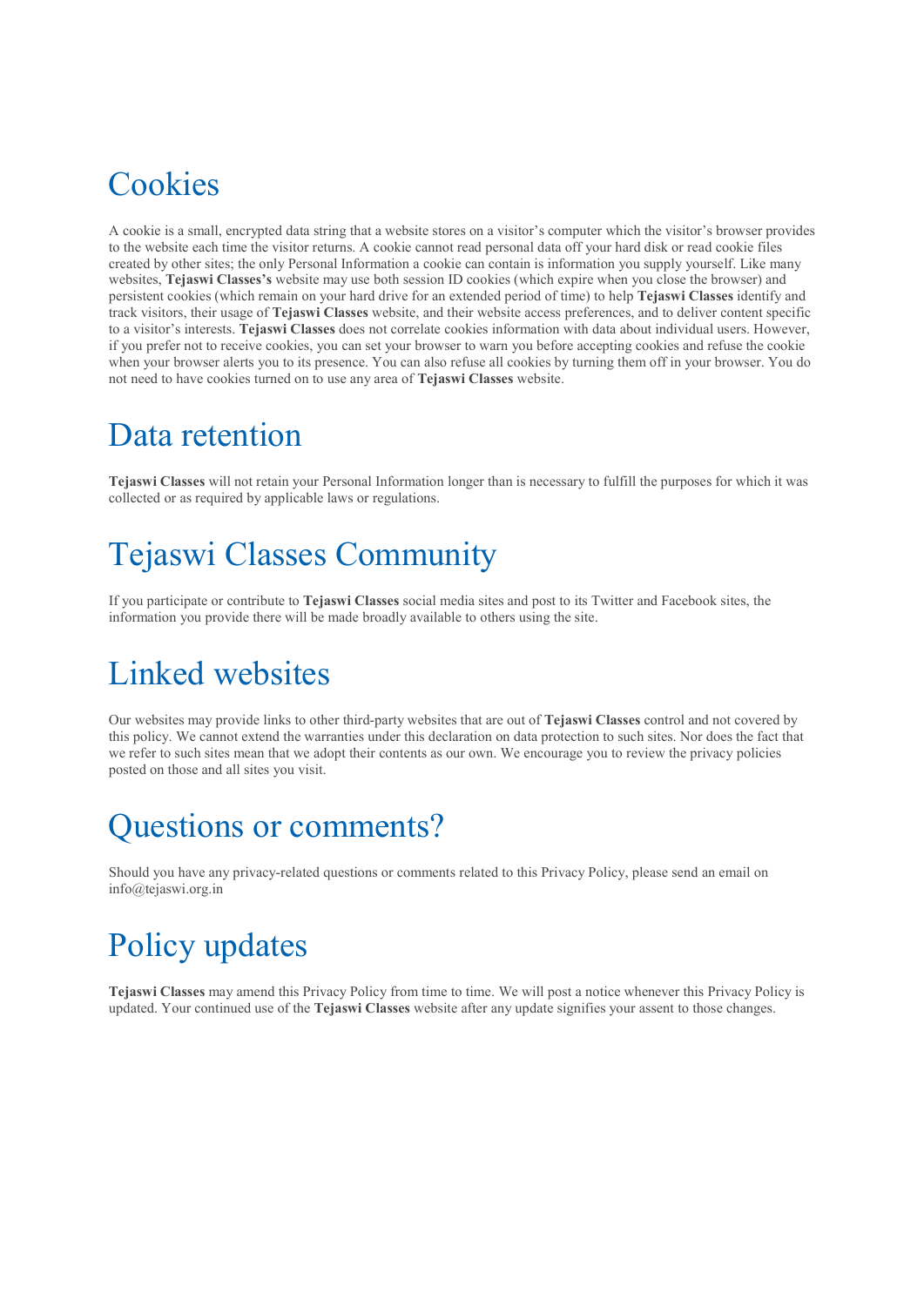# Cookies

A cookie is a small, encrypted data string that a website stores on a visitor's computer which the visitor's browser provides to the website each time the visitor returns. A cookie cannot read personal data off your hard disk or read cookie files created by other sites; the only Personal Information a cookie can contain is information you supply yourself. Like many websites, **Tejaswi Classes's** website may use both session ID cookies (which expire when you close the browser) and persistent cookies (which remain on your hard drive for an extended period of time) to help **Tejaswi Classes** identify and track visitors, their usage of **Tejaswi Classes** website, and their website access preferences, and to deliver content specific to a visitor's interests. **Tejaswi Classes** does not correlate cookies information with data about individual users. However, if you prefer not to receive cookies, you can set your browser to warn you before accepting cookies and refuse the cookie when your browser alerts you to its presence. You can also refuse all cookies by turning them off in your browser. You do not need to have cookies turned on to use any area of **Tejaswi Classes** website.

# Data retention

**Tejaswi Classes** will not retain your Personal Information longer than is necessary to fulfill the purposes for which it was collected or as required by applicable laws or regulations.

# Tejaswi Classes Community

If you participate or contribute to **Tejaswi Classes** social media sites and post to its Twitter and Facebook sites, the information you provide there will be made broadly available to others using the site.

# Linked websites

Our websites may provide links to other third-party websites that are out of **Tejaswi Classes** control and not covered by this policy. We cannot extend the warranties under this declaration on data protection to such sites. Nor does the fact that we refer to such sites mean that we adopt their contents as our own. We encourage you to review the privacy policies posted on those and all sites you visit.

# Questions or comments?

Should you have any privacy-related questions or comments related to this Privacy Policy, please send an email on info@tejaswi.org.in

# Policy updates

**Tejaswi Classes** may amend this Privacy Policy from time to time. We will post a notice whenever this Privacy Policy is updated. Your continued use of the **Tejaswi Classes** website after any update signifies your assent to those changes.